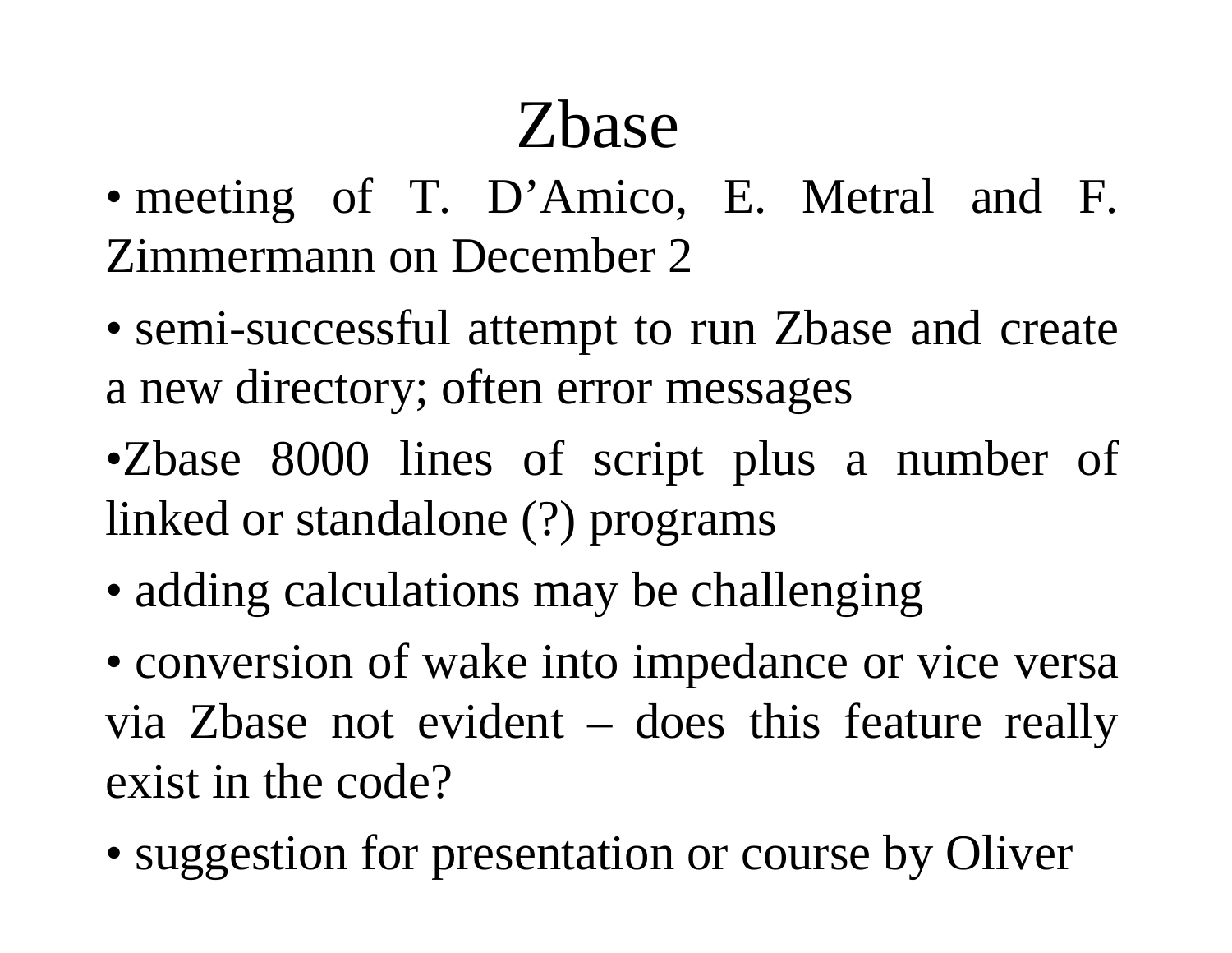# Zbase

- meeting of T. D'Amico, E. Metral and F. Zimmermann on December 2
- semi-successful attempt to run Zbase and create a new directory; often error messages
- Zbase 8000 lines of script plus a number of linked or standalone (?) programs
- adding calculations may be challenging
- conversion of wake into impedance or vice versa via Zbase not evident – does this feature really exist in the code?
- suggestion for presentation or course by Oliver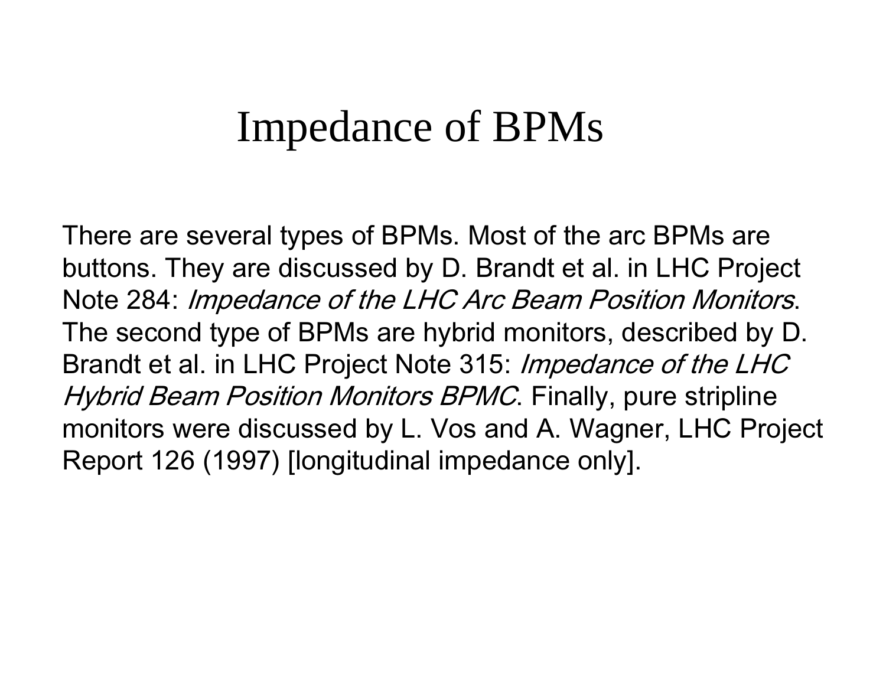# Impedance of BPMs

There are several types of BPMs. Most of the arc BPMs are buttons. They are discussed by D. Brandt et al. in LHC Project Note 284: *Impedance of the LHC Arc Beam Position Monitors*. The second type of BPMs are hybrid monitors, described by D. Brandt et al. in LHC Project Note 315: *Impedance of the LHC Hybrid Beam Position Monitors BPMC*. Finally, pure stripline monitors were discussed by L. Vos and A. Wagner, LHC Project Report 126 (1997) [longitudinal impedance only].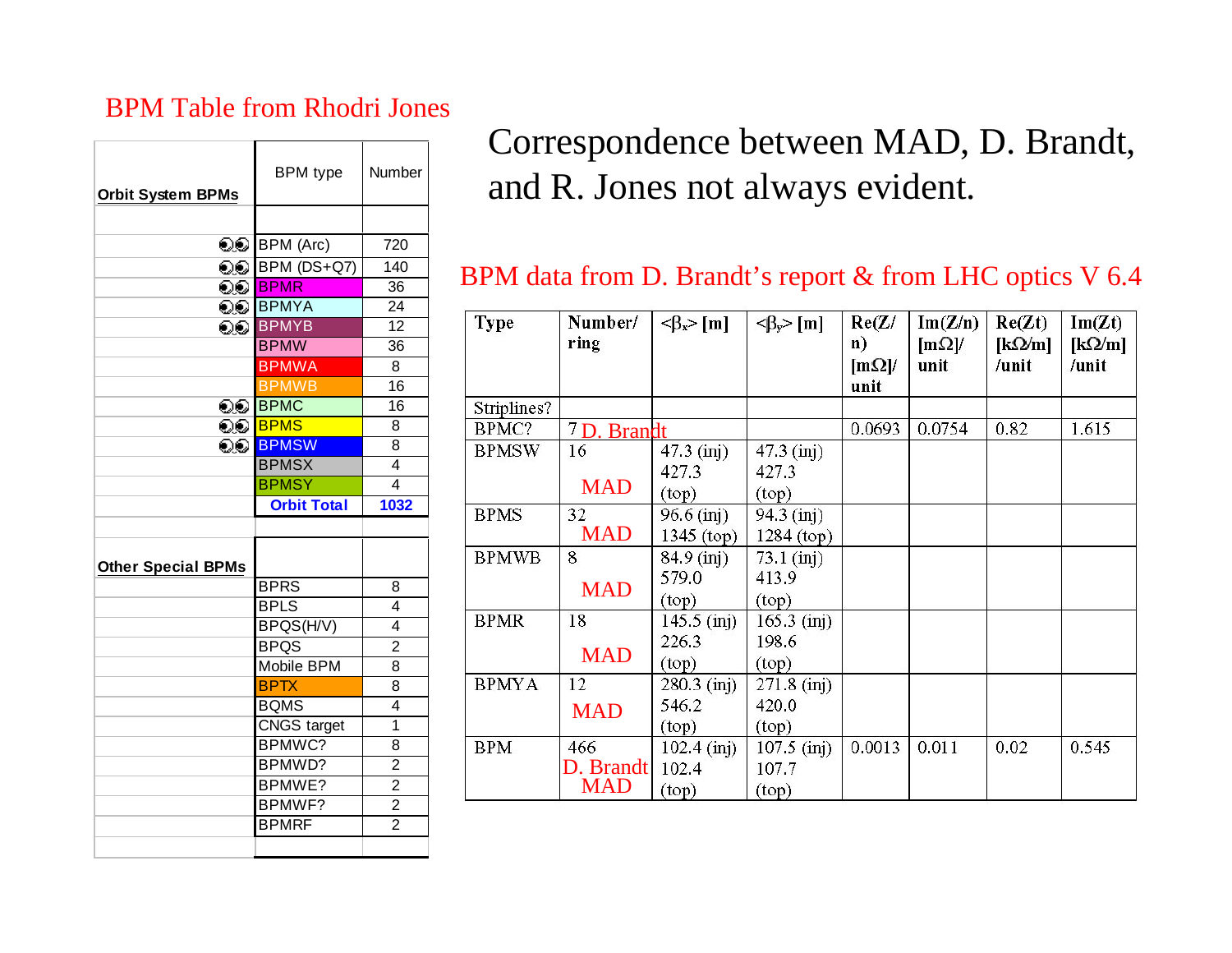## BPM Table from Rhodri Jones

| Orbit System BPMs | BPM type | Number |
|---|---|---|
| | | |
| ◐◐ | BPM (Arc) | 720 |
| ◐◐ | BPM (DS+Q7) | 140 |
| ◐◐ | BPMR | 36 |
| ◐◐ | BPMYA | 24 |
| ◐◐ | BPMYB | 12 |
| | BPMW | 36 |
| | BPMWA | 8 |
| | BPMWB | 16 |
| ◐◐ | BPMC | 16 |
| ◐◐ | BPMS | 8 |
| ◐◐ | BPMSW | 8 |
| | BPMSX | 4 |
| | BPMSY | 4 |
| | **Orbit Total** | **1032** |
| | | |
| **Other Special BPMs** | | |
| | BPRS | 8 |
| | BPLS | 4 |
| | BPQS(H/V) | 4 |
| | BPQS | 2 |
| | Mobile BPM | 8 |
| | BPTX | 8 |
| | BQMS | 4 |
| | CNGS target | 1 |
| | BPMWC? | 8 |
| | BPMWD? | 2 |
| | BPMWE? | 2 |
| | BPMWF? | 2 |
| | BPMRF | 2 |

# Correspondence between MAD, D. Brandt, and R. Jones not always evident.

## BPM data from D. Brandt's report & from LHC optics V 6.4

| Type | Number/ ring | $\langle\beta_x\rangle$ [m] | $\langle\beta_y\rangle$ [m] | Re(Z/n) [mΩ]/ unit | Im(Z/n) [mΩ]/ unit | Re(Zt) [kΩ/m] /unit | Im(Zt) [kΩ/m] /unit |
|---|---|---|---|---|---|---|---|
| Striplines? | | | | | | | |
| BPMC? | 7 D. Brandt | | | 0.0693 | 0.0754 | 0.82 | 1.615 |
| BPMSW | 16 MAD | 47.3 (inj) 427.3 (top) | 47.3 (inj) 427.3 (top) | | | | |
| BPMS | 32 MAD | 96.6 (inj) 1345 (top) | 94.3 (inj) 1284 (top) | | | | |
| BPMWB | 8 MAD | 84.9 (inj) 579.0 (top) | 73.1 (inj) 413.9 (top) | | | | |
| BPMR | 18 MAD | 145.5 (inj) 226.3 (top) | 165.3 (inj) 198.6 (top) | | | | |
| BPMYA | 12 MAD | 280.3 (inj) 546.2 (top) | 271.8 (inj) 420.0 (top) | | | | |
| BPM | 466 D. Brandt MAD | 102.4 (inj) 102.4 (top) | 107.5 (inj) 107.7 (top) | 0.0013 | 0.011 | 0.02 | 0.545 |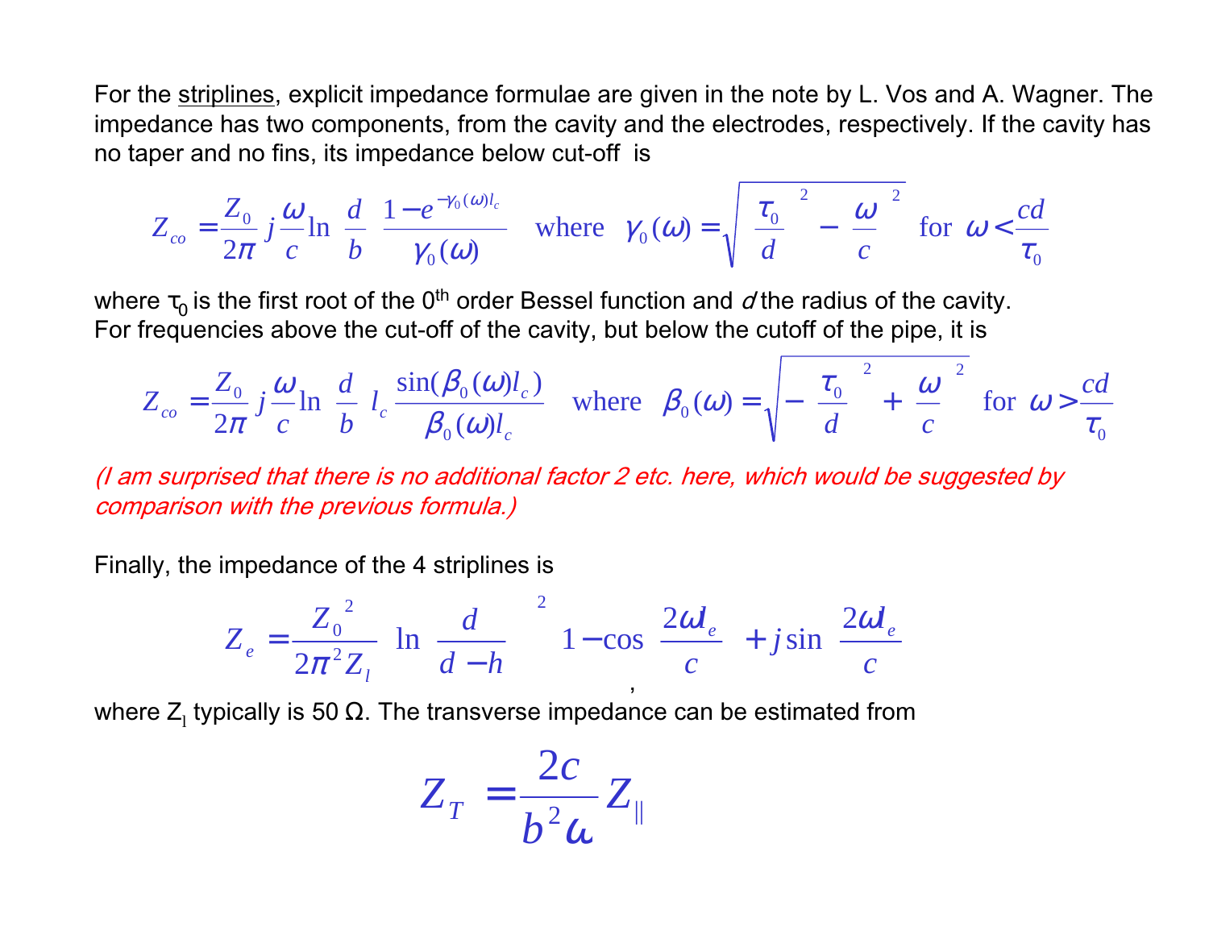For the <u>striplines</u>, explicit impedance formulae are given in the note by L. Vos and A. Wagner. The impedance has two components, from the cavity and the electrodes, respectively. If the cavity has no taper and no fins, its impedance below cut-off is

$$Z_{co} = \frac{Z_0}{2\pi} j \frac{\omega}{c} \ln\left(\frac{d}{b}\right) \frac{1 - e^{-\gamma_0(\omega) l_c}}{\gamma_0(\omega)} \quad \text{where} \quad \gamma_0(\omega) = \sqrt{\left(\frac{\tau_0}{d}\right)^2 - \left(\frac{\omega}{c}\right)^2} \quad \text{for } \omega < \frac{cd}{\tau_0}$$

where $\tau_0$ is the first root of the 0[th] order Bessel function and $d$ the radius of the cavity.
For frequencies above the cut-off of the cavity, but below the cutoff of the pipe, it is

$$Z_{co} = \frac{Z_0}{2\pi} j \frac{\omega}{c} \ln\left(\frac{d}{b}\right) l_c \frac{\sin(\beta_0(\omega) l_c)}{\beta_0(\omega) l_c} \quad \text{where} \quad \beta_0(\omega) = \sqrt{-\left(\frac{\tau_0}{d}\right)^2 + \left(\frac{\omega}{c}\right)^2} \quad \text{for } \omega > \frac{cd}{\tau_0}$$

*(I am surprised that there is no additional factor 2 etc. here, which would be suggested by comparison with the previous formula.)*

Finally, the impedance of the 4 striplines is

$$Z_e = \frac{Z_0^{\,2}}{2\pi^2 Z_l} \left(\ln\left(\frac{d}{d-h}\right)\right)^2 \left(1 - \cos\left(\frac{2\omega l_e}{c}\right) + j \sin\left(\frac{2\omega l_e}{c}\right)\right),$$

where $Z_l$ typically is 50 Ω. The transverse impedance can be estimated from

$$Z_T = \frac{2c}{b^2 \omega} Z_{\parallel}$$